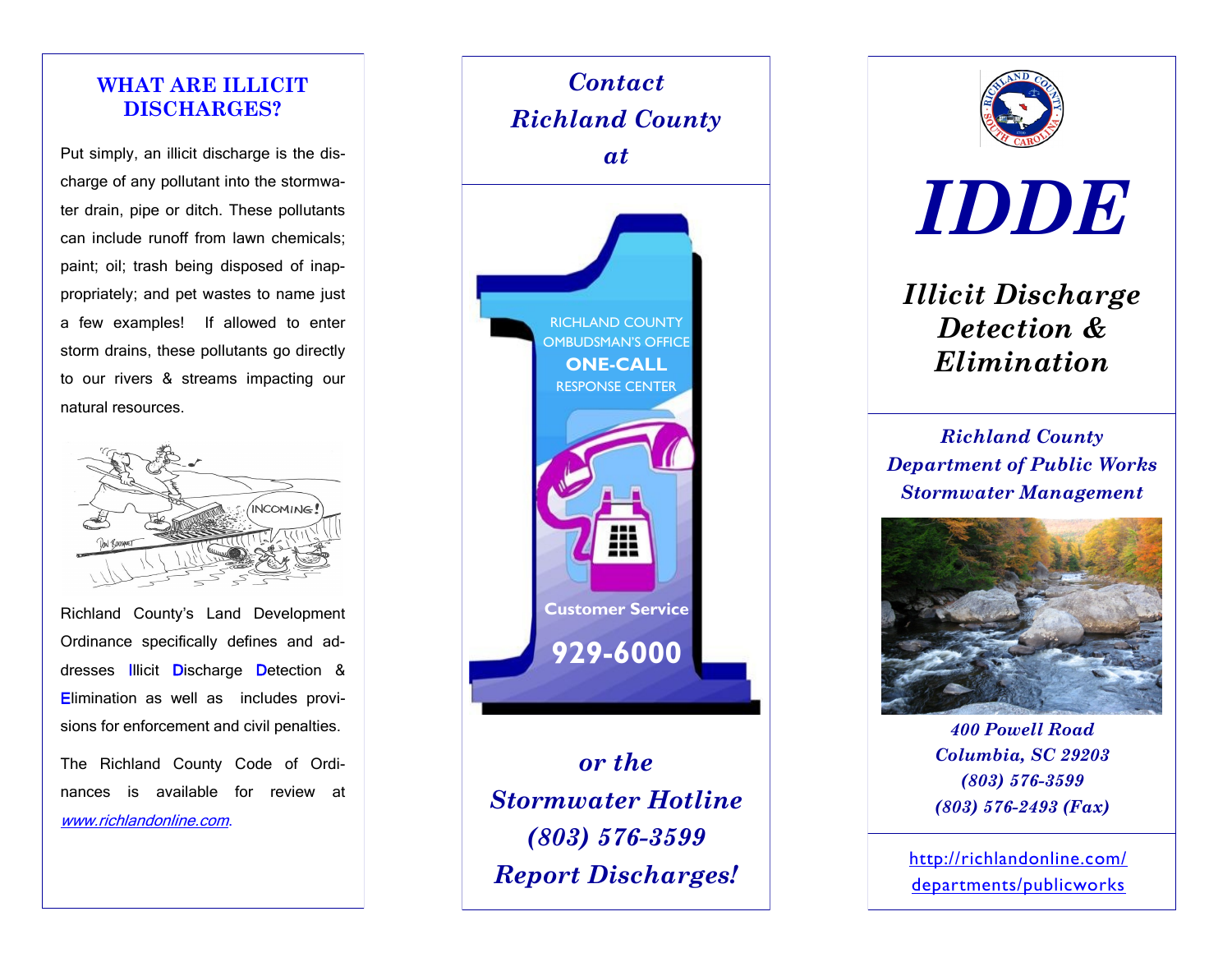## WHAT ARE ILLICIT DISCHARGES?

Put simply, an illicit discharge is the discharge of any pollutant into the stormwater drain, pipe or ditch. These pollutants can include runoff from lawn chemicals; paint; oil; trash being disposed of inappropriately; and pet wastes to name just a few examples! If allowed to enter storm drains, these pollutants go directly to our rivers & streams impacting our natural resources.

Richland County's Land Development Ordinance specifically defines and addresses **I**llicit **D**ischarge **D**etection & **E**limination as well as includes provisions for enforcement and civil penalties.

The Richland County Code of Ordinances is available for review at www.richlandonline.com.

*Contact Richland County at*

RICHLAND COUNTY OMBUDSMAN'S OFFICE
**ONE-CALL**
RESPONSE CENTER

**Customer Service**

**929-6000**

*or the Stormwater Hotline (803) 576-3599 Report Discharges!*

# *IDDE*

## *Illicit Discharge Detection & Elimination*

*Richland County Department of Public Works Stormwater Management*

*400 Powell Road*
*Columbia, SC 29203*
*(803) 576-3599*
*(803) 576-2493 (Fax)*

http://richlandonline.com/departments/publicworks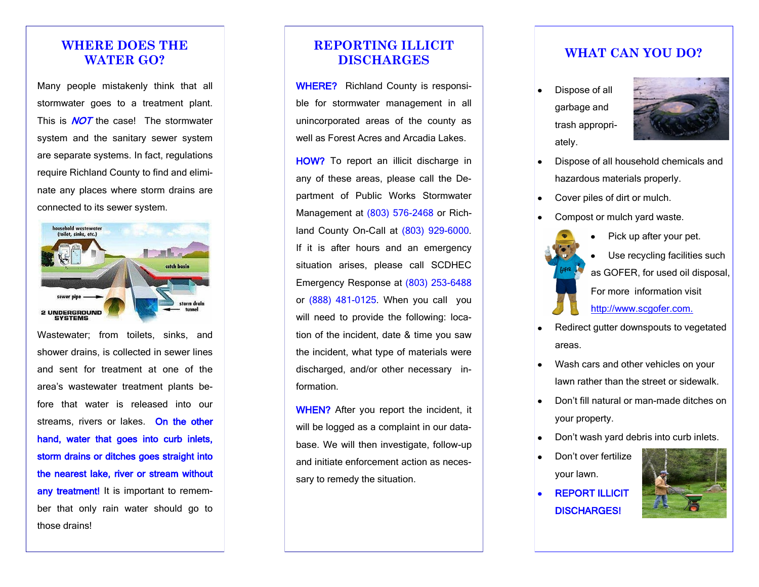## WHERE DOES THE WATER GO?

Many people mistakenly think that all stormwater goes to a treatment plant. This is ***NOT*** the case! The stormwater system and the sanitary sewer system are separate systems. In fact, regulations require Richland County to find and eliminate any places where storm drains are connected to its sewer system.

household wastewater (toilet, sinks, etc.)
catch basin
sewer pipe
storm drain tunnel
2 UNDERGROUND SYSTEMS

Wastewater; from toilets, sinks, and shower drains, is collected in sewer lines and sent for treatment at one of the area's wastewater treatment plants before that water is released into our streams, rivers or lakes. **On the other hand, water that goes into curb inlets, storm drains or ditches goes straight into the nearest lake, river or stream without any treatment!** It is important to remember that only rain water should go to those drains!

## REPORTING ILLICIT DISCHARGES

**WHERE?** Richland County is responsible for stormwater management in all unincorporated areas of the county as well as Forest Acres and Arcadia Lakes.

**HOW?** To report an illicit discharge in any of these areas, please call the Department of Public Works Stormwater Management at (803) 576-2468 or Richland County On-Call at (803) 929-6000. If it is after hours and an emergency situation arises, please call SCDHEC Emergency Response at (803) 253-6488 or (888) 481-0125. When you call you will need to provide the following: location of the incident, date & time you saw the incident, what type of materials were discharged, and/or other necessary information.

**WHEN?** After you report the incident, it will be logged as a complaint in our database. We will then investigate, follow-up and initiate enforcement action as necessary to remedy the situation.

## WHAT CAN YOU DO?

- Dispose of all garbage and trash appropriately.
- Dispose of all household chemicals and hazardous materials properly.
- Cover piles of dirt or mulch.
- Compost or mulch yard waste.
- Pick up after your pet.
- Use recycling facilities such as GOFER, for used oil disposal, For more information visit http://www.scgofer.com.
- Redirect gutter downspouts to vegetated areas.
- Wash cars and other vehicles on your lawn rather than the street or sidewalk.
- Don't fill natural or man-made ditches on your property.
- Don't wash yard debris into curb inlets.
- Don't over fertilize your lawn.
- **REPORT ILLICIT DISCHARGES!**